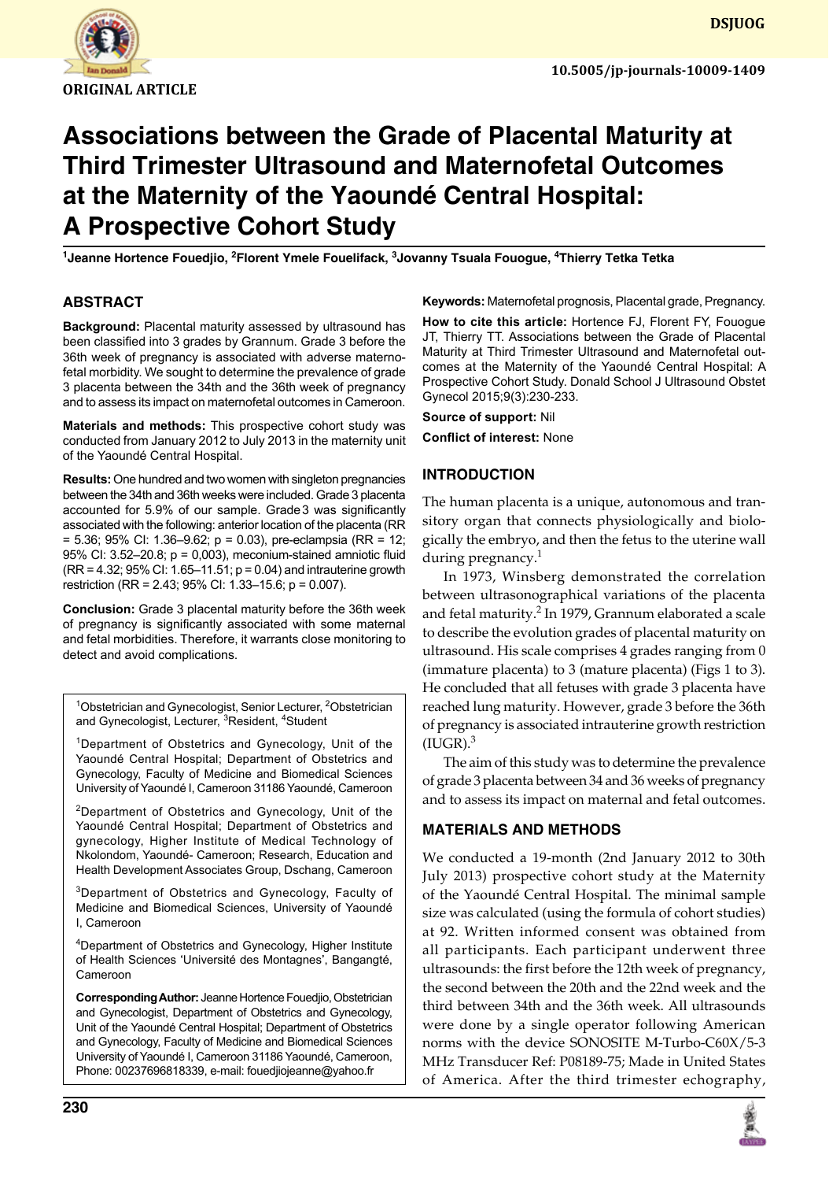ORIGINAL ARTICLE

10.5005/jp-journals-10009-1409

# Associations between the Grade of Placental Maturity at Third Trimester Ultrasound and Maternofetal Outcomes at the Maternity of the Yaoundé Central Hospital: A Prospective Cohort Study

[1]Jeanne Hortence Fouedjio, [2]Florent Ymele Fouelifack, [3]Jovanny Tsuala Fouogue, [4]Thierry Tetka Tetka

## ABSTRACT

**Background:** Placental maturity assessed by ultrasound has been classified into 3 grades by Grannum. Grade 3 before the 36th week of pregnancy is associated with adverse maternofetal morbidity. We sought to determine the prevalence of grade 3 placenta between the 34th and the 36th week of pregnancy and to assess its impact on maternofetal outcomes in Cameroon.

**Materials and methods:** This prospective cohort study was conducted from January 2012 to July 2013 in the maternity unit of the Yaoundé Central Hospital.

**Results:** One hundred and two women with singleton pregnancies between the 34th and 36th weeks were included. Grade 3 placenta accounted for 5.9% of our sample. Grade 3 was significantly associated with the following: anterior location of the placenta (RR = 5.36; 95% CI: 1.36–9.62; p = 0.03), pre-eclampsia (RR = 12; 95% CI: 3.52–20.8; p = 0,003), meconium-stained amniotic fluid (RR = 4.32; 95% CI: 1.65–11.51; p = 0.04) and intrauterine growth restriction (RR = 2.43; 95% CI: 1.33–15.6; p = 0.007).

**Conclusion:** Grade 3 placental maturity before the 36th week of pregnancy is significantly associated with some maternal and fetal morbidities. Therefore, it warrants close monitoring to detect and avoid complications.

[1]Obstetrician and Gynecologist, Senior Lecturer, [2]Obstetrician and Gynecologist, Lecturer, [3]Resident, [4]Student

[1]Department of Obstetrics and Gynecology, Unit of the Yaoundé Central Hospital; Department of Obstetrics and Gynecology, Faculty of Medicine and Biomedical Sciences University of Yaoundé I, Cameroon 31186 Yaoundé, Cameroon

[2]Department of Obstetrics and Gynecology, Unit of the Yaoundé Central Hospital; Department of Obstetrics and gynecology, Higher Institute of Medical Technology of Nkolondom, Yaoundé- Cameroon; Research, Education and Health Development Associates Group, Dschang, Cameroon

[3]Department of Obstetrics and Gynecology, Faculty of Medicine and Biomedical Sciences, University of Yaoundé I, Cameroon

[4]Department of Obstetrics and Gynecology, Higher Institute of Health Sciences 'Université des Montagnes', Bangangté, Cameroon

**Corresponding Author:** Jeanne Hortence Fouedjio, Obstetrician and Gynecologist, Department of Obstetrics and Gynecology, Unit of the Yaoundé Central Hospital; Department of Obstetrics and Gynecology, Faculty of Medicine and Biomedical Sciences University of Yaoundé I, Cameroon 31186 Yaoundé, Cameroon, Phone: 00237696818339, e-mail: fouedjiojeanne@yahoo.fr

**Keywords:** Maternofetal prognosis, Placental grade, Pregnancy.

**How to cite this article:** Hortence FJ, Florent FY, Fouogue JT, Thierry TT. Associations between the Grade of Placental Maturity at Third Trimester Ultrasound and Maternofetal outcomes at the Maternity of the Yaoundé Central Hospital: A Prospective Cohort Study. Donald School J Ultrasound Obstet Gynecol 2015;9(3):230-233.

**Source of support:** Nil

**Conflict of interest:** None

## INTRODUCTION

The human placenta is a unique, autonomous and transitory organ that connects physiologically and biologically the embryo, and then the fetus to the uterine wall during pregnancy.[1]

In 1973, Winsberg demonstrated the correlation between ultrasonographical variations of the placenta and fetal maturity.[2] In 1979, Grannum elaborated a scale to describe the evolution grades of placental maturity on ultrasound. His scale comprises 4 grades ranging from 0 (immature placenta) to 3 (mature placenta) (Figs 1 to 3). He concluded that all fetuses with grade 3 placenta have reached lung maturity. However, grade 3 before the 36th of pregnancy is associated intrauterine growth restriction (IUGR).[3]

The aim of this study was to determine the prevalence of grade 3 placenta between 34 and 36 weeks of pregnancy and to assess its impact on maternal and fetal outcomes.

## MATERIALS AND METHODS

We conducted a 19-month (2nd January 2012 to 30th July 2013) prospective cohort study at the Maternity of the Yaoundé Central Hospital. The minimal sample size was calculated (using the formula of cohort studies) at 92. Written informed consent was obtained from all participants. Each participant underwent three ultrasounds: the first before the 12th week of pregnancy, the second between the 20th and the 22nd week and the third between 34th and the 36th week. All ultrasounds were done by a single operator following American norms with the device SONOSITE M-Turbo-C60X/5-3 MHz Transducer Ref: P08189-75; Made in United States of America. After the third trimester echography,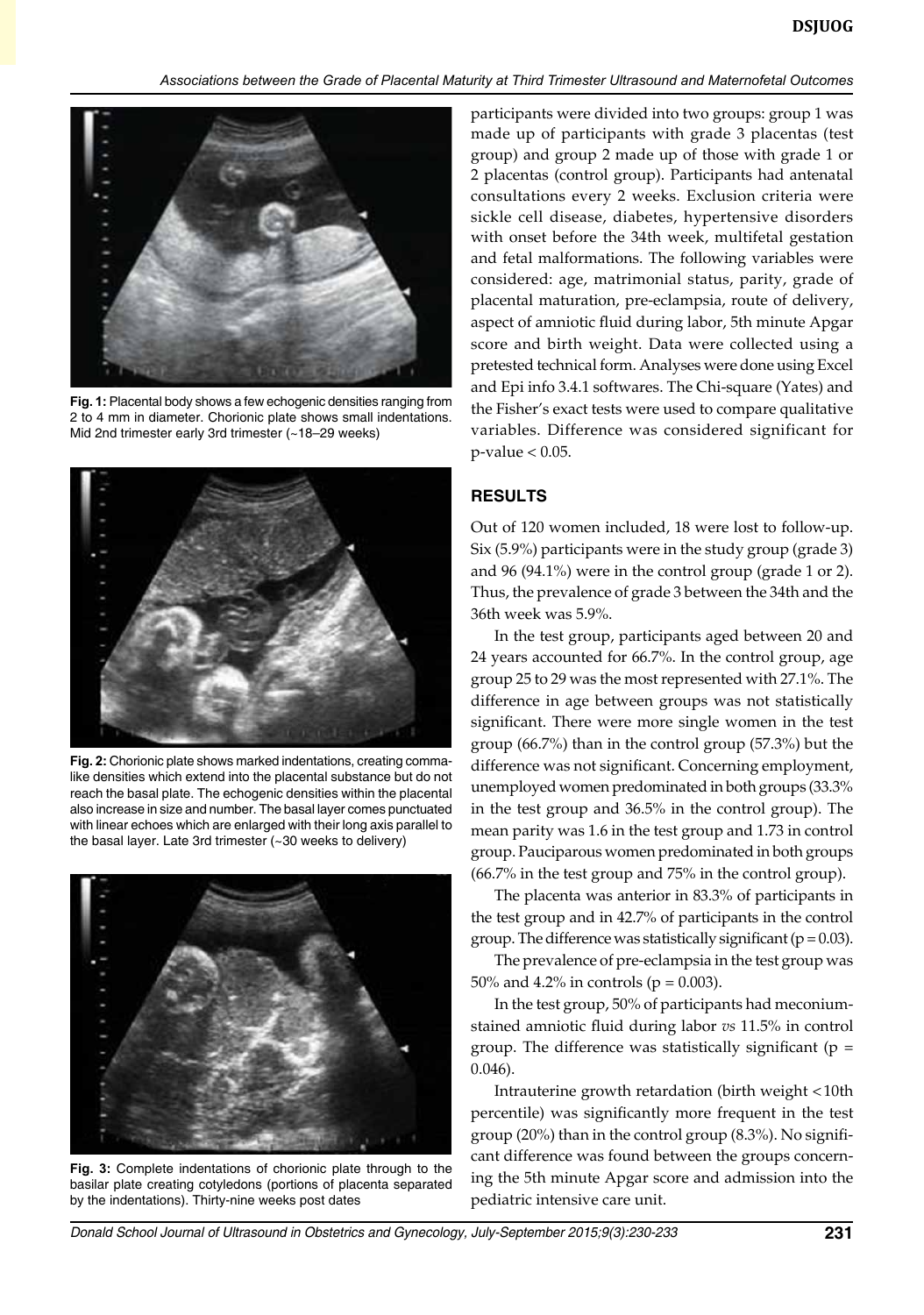Fig. 1: Placental body shows a few echogenic densities ranging from 2 to 4 mm in diameter. Chorionic plate shows small indentations. Mid 2nd trimester early 3rd trimester (~18–29 weeks)

Fig. 2: Chorionic plate shows marked indentations, creating comma-like densities which extend into the placental substance but do not reach the basal plate. The echogenic densities within the placental also increase in size and number. The basal layer comes punctuated with linear echoes which are enlarged with their long axis parallel to the basal layer. Late 3rd trimester (~30 weeks to delivery)

Fig. 3: Complete indentations of chorionic plate through to the basilar plate creating cotyledons (portions of placenta separated by the indentations). Thirty-nine weeks post dates

participants were divided into two groups: group 1 was made up of participants with grade 3 placentas (test group) and group 2 made up of those with grade 1 or 2 placentas (control group). Participants had antenatal consultations every 2 weeks. Exclusion criteria were sickle cell disease, diabetes, hypertensive disorders with onset before the 34th week, multifetal gestation and fetal malformations. The following variables were considered: age, matrimonial status, parity, grade of placental maturation, pre-eclampsia, route of delivery, aspect of amniotic fluid during labor, 5th minute Apgar score and birth weight. Data were collected using a pretested technical form. Analyses were done using Excel and Epi info 3.4.1 softwares. The Chi-square (Yates) and the Fisher's exact tests were used to compare qualitative variables. Difference was considered significant for p-value $< 0.05$.

## RESULTS

Out of 120 women included, 18 were lost to follow-up. Six (5.9%) participants were in the study group (grade 3) and 96 (94.1%) were in the control group (grade 1 or 2). Thus, the prevalence of grade 3 between the 34th and the 36th week was 5.9%.

In the test group, participants aged between 20 and 24 years accounted for 66.7%. In the control group, age group 25 to 29 was the most represented with 27.1%. The difference in age between groups was not statistically significant. There were more single women in the test group (66.7%) than in the control group (57.3%) but the difference was not significant. Concerning employment, unemployed women predominated in both groups (33.3% in the test group and 36.5% in the control group). The mean parity was 1.6 in the test group and 1.73 in control group. Pauciparous women predominated in both groups (66.7% in the test group and 75% in the control group).

The placenta was anterior in 83.3% of participants in the test group and in 42.7% of participants in the control group. The difference was statistically significant ($p = 0.03$).

The prevalence of pre-eclampsia in the test group was 50% and 4.2% in controls ($p = 0.003$).

In the test group, 50% of participants had meconium-stained amniotic fluid during labor *vs* 11.5% in control group. The difference was statistically significant ($p = 0.046$).

Intrauterine growth retardation (birth weight <10th percentile) was significantly more frequent in the test group (20%) than in the control group (8.3%). No significant difference was found between the groups concerning the 5th minute Apgar score and admission into the pediatric intensive care unit.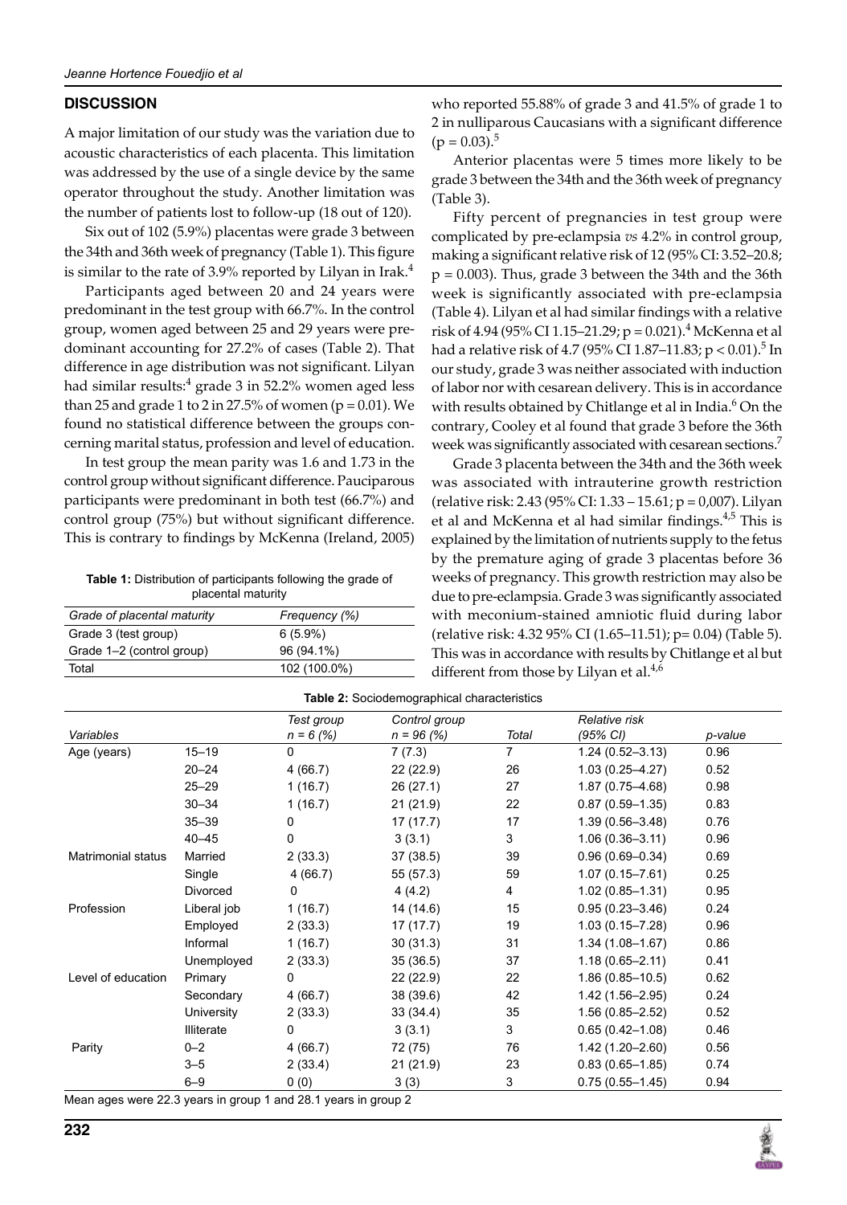## DISCUSSION

A major limitation of our study was the variation due to acoustic characteristics of each placenta. This limitation was addressed by the use of a single device by the same operator throughout the study. Another limitation was the number of patients lost to follow-up (18 out of 120).

Six out of 102 (5.9%) placentas were grade 3 between the 34th and 36th week of pregnancy (Table 1). This figure is similar to the rate of 3.9% reported by Lilyan in Irak.[4]

Participants aged between 20 and 24 years were predominant in the test group with 66.7%. In the control group, women aged between 25 and 29 years were predominant accounting for 27.2% of cases (Table 2). That difference in age distribution was not significant. Lilyan had similar results:[4] grade 3 in 52.2% women aged less than 25 and grade 1 to 2 in 27.5% of women (p = 0.01). We found no statistical difference between the groups concerning marital status, profession and level of education.

In test group the mean parity was 1.6 and 1.73 in the control group without significant difference. Pauciparous participants were predominant in both test (66.7%) and control group (75%) but without significant difference. This is contrary to findings by McKenna (Ireland, 2005) who reported 55.88% of grade 3 and 41.5% of grade 1 to 2 in nulliparous Caucasians with a significant difference (p = 0.03).[5]

Anterior placentas were 5 times more likely to be grade 3 between the 34th and the 36th week of pregnancy (Table 3).

Fifty percent of pregnancies in test group were complicated by pre-eclampsia *vs* 4.2% in control group, making a significant relative risk of 12 (95% CI: 3.52–20.8; p = 0.003). Thus, grade 3 between the 34th and the 36th week is significantly associated with pre-eclampsia (Table 4). Lilyan et al had similar findings with a relative risk of 4.94 (95% CI 1.15–21.29; p = 0.021).[4] McKenna et al had a relative risk of 4.7 (95% CI 1.87–11.83; p < 0.01).[5] In our study, grade 3 was neither associated with induction of labor nor with cesarean delivery. This is in accordance with results obtained by Chitlange et al in India.[6] On the contrary, Cooley et al found that grade 3 before the 36th week was significantly associated with cesarean sections.[7]

Grade 3 placenta between the 34th and the 36th week was associated with intrauterine growth restriction (relative risk: 2.43 (95% CI: 1.33 – 15.61; p = 0,007). Lilyan et al and McKenna et al had similar findings.[4,5] This is explained by the limitation of nutrients supply to the fetus by the premature aging of grade 3 placentas before 36 weeks of pregnancy. This growth restriction may also be due to pre-eclampsia. Grade 3 was significantly associated with meconium-stained amniotic fluid during labor (relative risk: 4.32 95% CI (1.65–11.51); p= 0.04) (Table 5). This was in accordance with results by Chitlange et al but different from those by Lilyan et al.[4,6]

**Table 1:** Distribution of participants following the grade of placental maturity

| *Grade of placental maturity* | *Frequency (%)* |
|---|---|
| Grade 3 (test group) | 6 (5.9%) |
| Grade 1–2 (control group) | 96 (94.1%) |
| Total | 102 (100.0%) |

**Table 2:** Sociodemographical characteristics

| *Variables* | | *Test group n = 6 (%)* | *Control group n = 96 (%)* | *Total* | *Relative risk (95% CI)* | *p-value* |
|---|---|---|---|---|---|---|
| Age (years) | 15–19 | 0 | 7 (7.3) | 7 | 1.24 (0.52–3.13) | 0.96 |
| | 20–24 | 4 (66.7) | 22 (22.9) | 26 | 1.03 (0.25–4.27) | 0.52 |
| | 25–29 | 1 (16.7) | 26 (27.1) | 27 | 1.87 (0.75–4.68) | 0.98 |
| | 30–34 | 1 (16.7) | 21 (21.9) | 22 | 0.87 (0.59–1.35) | 0.83 |
| | 35–39 | 0 | 17 (17.7) | 17 | 1.39 (0.56–3.48) | 0.76 |
| | 40–45 | 0 | 3 (3.1) | 3 | 1.06 (0.36–3.11) | 0.96 |
| Matrimonial status | Married | 2 (33.3) | 37 (38.5) | 39 | 0.96 (0.69–0.34) | 0.69 |
| | Single | 4 (66.7) | 55 (57.3) | 59 | 1.07 (0.15–7.61) | 0.25 |
| | Divorced | 0 | 4 (4.2) | 4 | 1.02 (0.85–1.31) | 0.95 |
| Profession | Liberal job | 1 (16.7) | 14 (14.6) | 15 | 0.95 (0.23–3.46) | 0.24 |
| | Employed | 2 (33.3) | 17 (17.7) | 19 | 1.03 (0.15–7.28) | 0.96 |
| | Informal | 1 (16.7) | 30 (31.3) | 31 | 1.34 (1.08–1.67) | 0.86 |
| | Unemployed | 2 (33.3) | 35 (36.5) | 37 | 1.18 (0.65–2.11) | 0.41 |
| Level of education | Primary | 0 | 22 (22.9) | 22 | 1.86 (0.85–10.5) | 0.62 |
| | Secondary | 4 (66.7) | 38 (39.6) | 42 | 1.42 (1.56–2.95) | 0.24 |
| | University | 2 (33.3) | 33 (34.4) | 35 | 1.56 (0.85–2.52) | 0.52 |
| | Illiterate | 0 | 3 (3.1) | 3 | 0.65 (0.42–1.08) | 0.46 |
| Parity | 0–2 | 4 (66.7) | 72 (75) | 76 | 1.42 (1.20–2.60) | 0.56 |
| | 3–5 | 2 (33.4) | 21 (21.9) | 23 | 0.83 (0.65–1.85) | 0.74 |
| | 6–9 | 0 (0) | 3 (3) | 3 | 0.75 (0.55–1.45) | 0.94 |

Mean ages were 22.3 years in group 1 and 28.1 years in group 2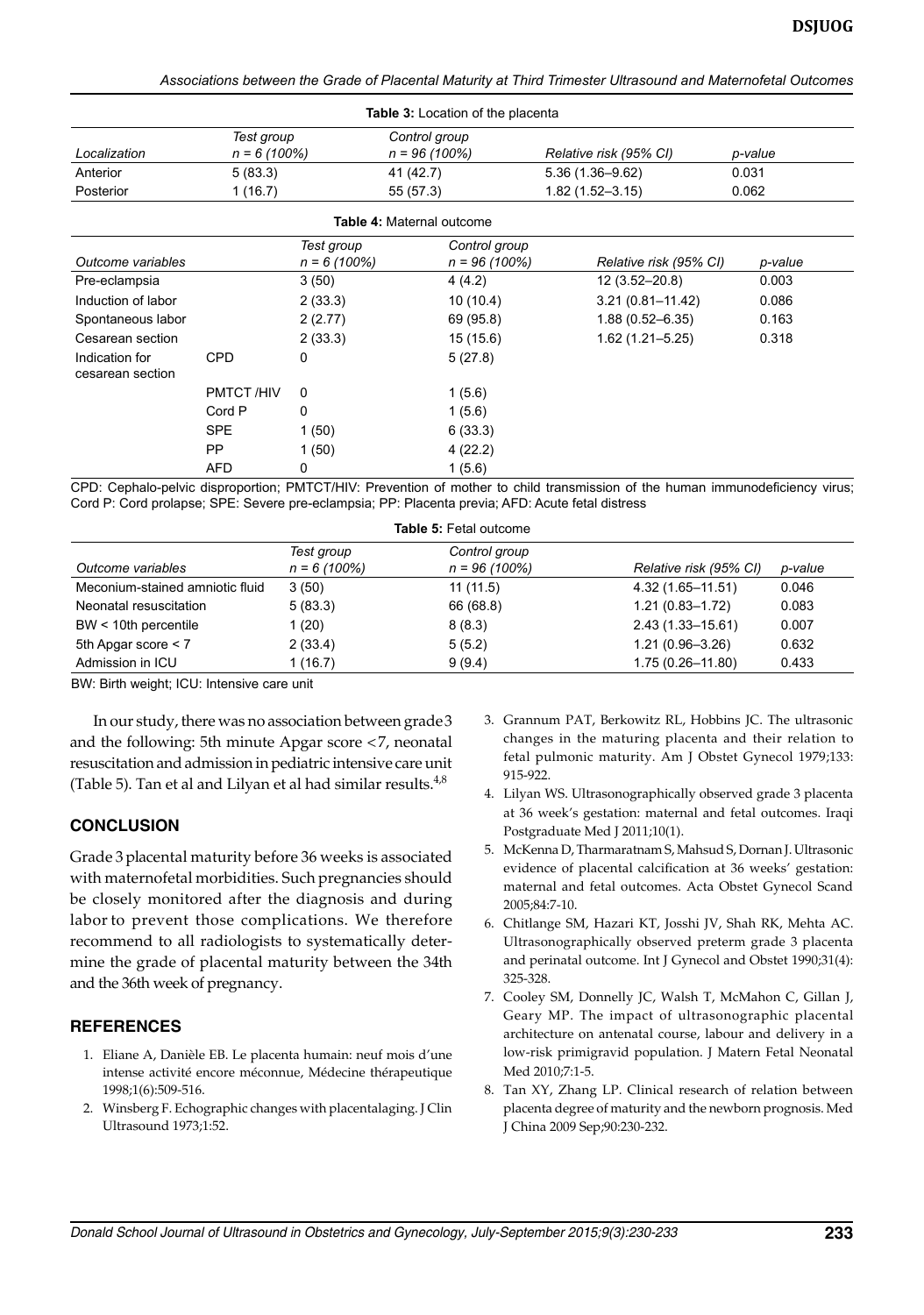**Table 3:** Location of the placenta

| Localization | Test group n = 6 (100%) | Control group n = 96 (100%) | Relative risk (95% CI) | p-value |
|---|---|---|---|---|
| Anterior | 5 (83.3) | 41 (42.7) | 5.36 (1.36–9.62) | 0.031 |
| Posterior | 1 (16.7) | 55 (57.3) | 1.82 (1.52–3.15) | 0.062 |

**Table 4:** Maternal outcome

| Outcome variables | | Test group n = 6 (100%) | Control group n = 96 (100%) | Relative risk (95% CI) | p-value |
|---|---|---|---|---|---|
| Pre-eclampsia | | 3 (50) | 4 (4.2) | 12 (3.52–20.8) | 0.003 |
| Induction of labor | | 2 (33.3) | 10 (10.4) | 3.21 (0.81–11.42) | 0.086 |
| Spontaneous labor | | 2 (2.77) | 69 (95.8) | 1.88 (0.52–6.35) | 0.163 |
| Cesarean section | | 2 (33.3) | 15 (15.6) | 1.62 (1.21–5.25) | 0.318 |
| Indication for cesarean section | CPD | 0 | 5 (27.8) | | |
| | PMTCT /HIV | 0 | 1 (5.6) | | |
| | Cord P | 0 | 1 (5.6) | | |
| | SPE | 1 (50) | 6 (33.3) | | |
| | PP | 1 (50) | 4 (22.2) | | |
| | AFD | 0 | 1 (5.6) | | |

CPD: Cephalo-pelvic disproportion; PMTCT/HIV: Prevention of mother to child transmission of the human immunodeficiency virus; Cord P: Cord prolapse; SPE: Severe pre-eclampsia; PP: Placenta previa; AFD: Acute fetal distress

**Table 5:** Fetal outcome

| Outcome variables | Test group n = 6 (100%) | Control group n = 96 (100%) | Relative risk (95% CI) | p-value |
|---|---|---|---|---|
| Meconium-stained amniotic fluid | 3 (50) | 11 (11.5) | 4.32 (1.65–11.51) | 0.046 |
| Neonatal resuscitation | 5 (83.3) | 66 (68.8) | 1.21 (0.83–1.72) | 0.083 |
| BW < 10th percentile | 1 (20) | 8 (8.3) | 2.43 (1.33–15.61) | 0.007 |
| 5th Apgar score < 7 | 2 (33.4) | 5 (5.2) | 1.21 (0.96–3.26) | 0.632 |
| Admission in ICU | 1 (16.7) | 9 (9.4) | 1.75 (0.26–11.80) | 0.433 |

BW: Birth weight; ICU: Intensive care unit

In our study, there was no association between grade 3 and the following: 5th minute Apgar score <7, neonatal resuscitation and admission in pediatric intensive care unit (Table 5). Tan et al and Lilyan et al had similar results.[4,8]

## CONCLUSION

Grade 3 placental maturity before 36 weeks is associated with maternofetal morbidities. Such pregnancies should be closely monitored after the diagnosis and during labor to prevent those complications. We therefore recommend to all radiologists to systematically determine the grade of placental maturity between the 34th and the 36th week of pregnancy.

## REFERENCES

1. Eliane A, Danièle EB. Le placenta humain: neuf mois d'une intense activité encore méconnue, Médecine thérapeutique 1998;1(6):509-516.
2. Winsberg F. Echographic changes with placentalaging. J Clin Ultrasound 1973;1:52.
3. Grannum PAT, Berkowitz RL, Hobbins JC. The ultrasonic changes in the maturing placenta and their relation to fetal pulmonic maturity. Am J Obstet Gynecol 1979;133: 915-922.
4. Lilyan WS. Ultrasonographically observed grade 3 placenta at 36 week's gestation: maternal and fetal outcomes. Iraqi Postgraduate Med J 2011;10(1).
5. McKenna D, Tharmaratnam S, Mahsud S, Dornan J. Ultrasonic evidence of placental calcification at 36 weeks' gestation: maternal and fetal outcomes. Acta Obstet Gynecol Scand 2005;84:7-10.
6. Chitlange SM, Hazari KT, Josshi JV, Shah RK, Mehta AC. Ultrasonographically observed preterm grade 3 placenta and perinatal outcome. Int J Gynecol and Obstet 1990;31(4): 325-328.
7. Cooley SM, Donnelly JC, Walsh T, McMahon C, Gillan J, Geary MP. The impact of ultrasonographic placental architecture on antenatal course, labour and delivery in a low-risk primigravid population. J Matern Fetal Neonatal Med 2010;7:1-5.
8. Tan XY, Zhang LP. Clinical research of relation between placenta degree of maturity and the newborn prognosis. Med J China 2009 Sep;90:230-232.